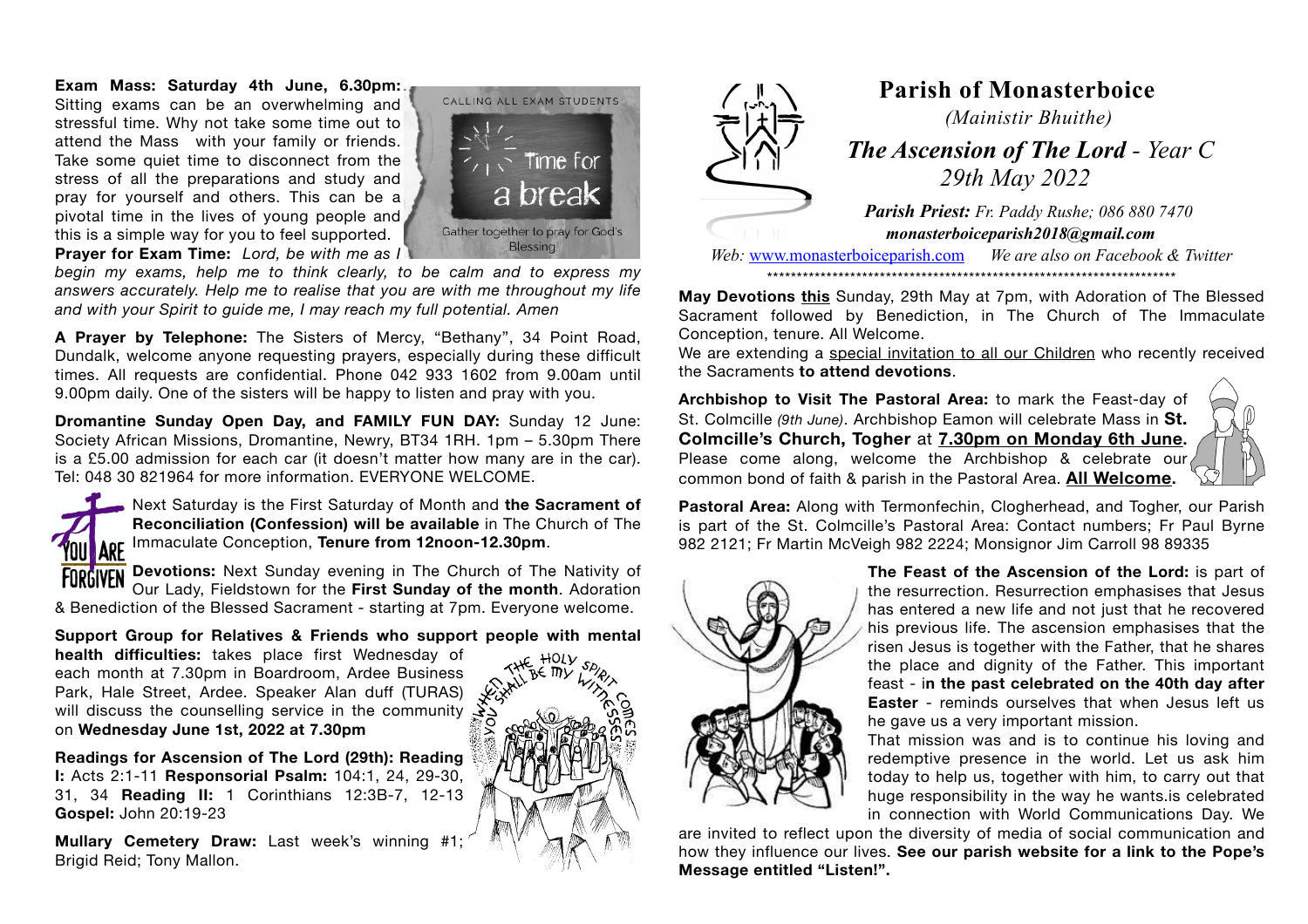**Exam Mass: Saturday 4th June, 6.30pm:** Sitting exams can be an overwhelming and stressful time. Why not take some time out to attend the Mass with your family or friends. Take some quiet time to disconnect from the stress of all the preparations and study and pray for yourself and others. This can be a pivotal time in the lives of young people and this is a simple way for you to feel supported.

**Prayer for Exam Time:** *Lord, be with me as I begin my exams, help me to think clearly, to be calm and to express my answers accurately. Help me to realise that you are with me throughout my life and with your Spirit to guide me, I may reach my full potential. Amen*

**A Prayer by Telephone:** The Sisters of Mercy, "Bethany", 34 Point Road, Dundalk, welcome anyone requesting prayers, especially during these difficult times. All requests are confidential. Phone 042 933 1602 from 9.00am until 9.00pm daily. One of the sisters will be happy to listen and pray with you.

**Dromantine Sunday Open Day, and FAMILY FUN DAY:** Sunday 12 June: Society African Missions, Dromantine, Newry, BT34 1RH. 1pm – 5.30pm There is a £5.00 admission for each car (it doesn't matter how many are in the car). Tel: 048 30 821964 for more information. EVERYONE WELCOME.

Next Saturday is the First Saturday of Month and **the Sacrament of Reconciliation (Confession) will be available** in The Church of The Immaculate Conception, **Tenure from 12noon-12.30pm**.

**Devotions:** Next Sunday evening in The Church of The Nativity of Our Lady, Fieldstown for the **First Sunday of the month**. Adoration & Benediction of the Blessed Sacrament - starting at 7pm. Everyone welcome.

**Support Group for Relatives & Friends who support people with mental health difficulties:** takes place first Wednesday of each month at 7.30pm in Boardroom, Ardee Business Park, Hale Street, Ardee. Speaker Alan duff (TURAS) will discuss the counselling service in the community on **Wednesday June 1st, 2022 at 7.30pm**

**Readings for Ascension of The Lord (29th): Reading I:** Acts 2:1-11 **Responsorial Psalm:** 104:1, 24, 29-30, 31, 34 **Reading II:** 1 Corinthians 12:3B-7, 12-13 **Gospel:** John 20:19-23

**Mullary Cemetery Draw:** Last week's winning #1; Brigid Reid; Tony Mallon.

# Parish of Monasterboice

*(Mainistir Bhuithe)*

## *The Ascension of The Lord - Year C*

*29th May 2022*

***Parish Priest:** Fr. Paddy Rushe; 086 880 7470*

***monasterboiceparish2018@gmail.com***

*Web:* www.monasterboiceparish.com *We are also on Facebook & Twitter*

**May Devotions this** Sunday, 29th May at 7pm, with Adoration of The Blessed Sacrament followed by Benediction, in The Church of The Immaculate Conception, tenure. All Welcome.

We are extending a special invitation to all our Children who recently received the Sacraments **to attend devotions**.

**Archbishop to Visit The Pastoral Area:** to mark the Feast-day of St. Colmcille *(9th June)*. Archbishop Eamon will celebrate Mass in **St. Colmcille's Church, Togher** at **7.30pm on Monday 6th June.** Please come along, welcome the Archbishop & celebrate our common bond of faith & parish in the Pastoral Area. **All Welcome.**

**Pastoral Area:** Along with Termonfechin, Clogherhead, and Togher, our Parish is part of the St. Colmcille's Pastoral Area: Contact numbers; Fr Paul Byrne 982 2121; Fr Martin McVeigh 982 2224; Monsignor Jim Carroll 98 89335

**The Feast of the Ascension of the Lord:** is part of the resurrection. Resurrection emphasises that Jesus has entered a new life and not just that he recovered his previous life. The ascension emphasises that the risen Jesus is together with the Father, that he shares the place and dignity of the Father. This important feast - i**n the past celebrated on the 40th day after Easter** - reminds ourselves that when Jesus left us he gave us a very important mission.

That mission was and is to continue his loving and redemptive presence in the world. Let us ask him today to help us, together with him, to carry out that huge responsibility in the way he wants.is celebrated in connection with World Communications Day. We are invited to reflect upon the diversity of media of social communication and how they influence our lives. **See our parish website for a link to the Pope's Message entitled "Listen!".**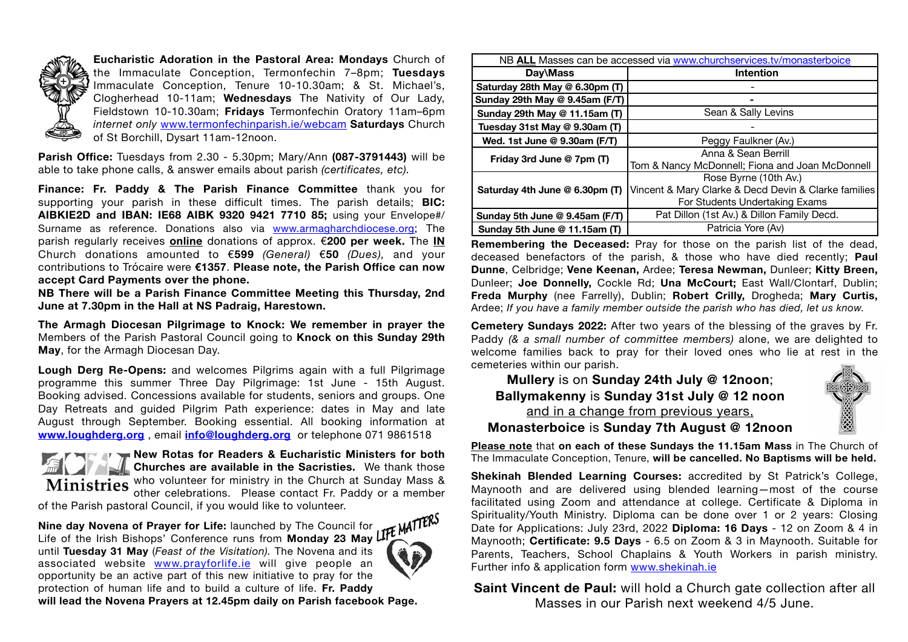**Eucharistic Adoration in the Pastoral Area: Mondays** Church of the Immaculate Conception, Termonfechin 7–8pm; **Tuesdays** Immaculate Conception, Tenure 10-10.30am; & St. Michael's, Clogherhead 10-11am; **Wednesdays** The Nativity of Our Lady, Fieldstown 10-10.30am; **Fridays** Termonfechin Oratory 11am–6pm *internet only* www.termonfechinparish.ie/webcam **Saturdays** Church of St Borchill, Dysart 11am-12noon.

**Parish Office:** Tuesdays from 2.30 - 5.30pm; Mary/Ann **(087-3791443)** will be able to take phone calls, & answer emails about parish *(certificates, etc).*

**Finance: Fr. Paddy & The Parish Finance Committee** thank you for supporting your parish in these difficult times. The parish details; **BIC: AIBKIE2D and IBAN: IE68 AIBK 9320 9421 7710 85;** using your Envelope#/ Surname as reference. Donations also via www.armagharchdiocese.org; The parish regularly receives **online** donations of approx. €**200 per week.** The **IN** Church donations amounted to €**599** *(General)* €**50** *(Dues),* and your contributions to Trócaire were **€1357**. **Please note, the Parish Office can now accept Card Payments over the phone.**

**NB There will be a Parish Finance Committee Meeting this Thursday, 2nd June at 7.30pm in the Hall at NS Padraig, Harestown.**

**The Armagh Diocesan Pilgrimage to Knock: We remember in prayer the** Members of the Parish Pastoral Council going to **Knock on this Sunday 29th May**, for the Armagh Diocesan Day.

**Lough Derg Re-Opens:** and welcomes Pilgrims again with a full Pilgrimage programme this summer Three Day Pilgrimage: 1st June - 15th August. Booking advised. Concessions available for students, seniors and groups. One Day Retreats and guided Pilgrim Path experience: dates in May and late August through September. Booking essential. All booking information at **www.loughderg.org** , email **info@loughderg.org** or telephone 071 9861518

Ministries

**New Rotas for Readers & Eucharistic Ministers for both Churches are available in the Sacristies.** We thank those who volunteer for ministry in the Church at Sunday Mass & other celebrations. Please contact Fr. Paddy or a member of the Parish pastoral Council, if you would like to volunteer.

**Nine day Novena of Prayer for Life:** launched by The Council for Life of the Irish Bishops' Conference runs from **Monday 23 May** until **Tuesday 31 May** (*Feast of the Visitation).* The Novena and its associated website www.prayforlife.ie will give people an opportunity be an active part of this new initiative to pray for the protection of human life and to build a culture of life. **Fr. Paddy will lead the Novena Prayers at 12.45pm daily on Parish facebook Page.**

NB **ALL** Masses can be accessed via www.churchservices.tv/monasterboice

| Day\Mass | Intention |
|---|---|
| Saturday 28th May @ 6.30pm (T) | - |
| Sunday 29th May @ 9.45am (F/T) | - |
| Sunday 29th May @ 11.15am (T) | Sean & Sally Levins |
| Tuesday 31st May @ 9.30am (T) | - |
| Wed. 1st June @ 9.30am (F/T) | Peggy Faulkner (Av.) |
| Friday 3rd June @ 7pm (T) | Anna & Sean Berrill<br>Tom & Nancy McDonnell; Fiona and Joan McDonnell |
| Saturday 4th June @ 6.30pm (T) | Rose Byrne (10th Av.)<br>Vincent & Mary Clarke & Decd Devin & Clarke families<br>For Students Undertaking Exams |
| Sunday 5th June @ 9.45am (F/T) | Pat Dillon (1st Av.) & Dillon Family Decd. |
| Sunday 5th June @ 11.15am (T) | Patricia Yore (Av) |

**Remembering the Deceased:** Pray for those on the parish list of the dead, deceased benefactors of the parish, & those who have died recently; **Paul Dunne**, Celbridge; **Vene Keenan,** Ardee; **Teresa Newman,** Dunleer; **Kitty Breen,** Dunleer; **Joe Donnelly,** Cockle Rd; **Una McCourt;** East Wall/Clontarf, Dublin; **Freda Murphy** (nee Farrelly), Dublin; **Robert Crilly,** Drogheda; **Mary Curtis,** Ardee; *If you have a family member outside the parish who has died, let us know.*

**Cemetery Sundays 2022:** After two years of the blessing of the graves by Fr. Paddy *(& a small number of committee members)* alone, we are delighted to welcome families back to pray for their loved ones who lie at rest in the cemeteries within our parish.

**Mullery** is on **Sunday 24th July @ 12noon**;
**Ballymakenny** is **Sunday 31st July @ 12 noon**
and in a change from previous years,
**Monasterboice** is **Sunday 7th August @ 12noon**

**Please note** that **on each of these Sundays the 11.15am Mass** in The Church of The Immaculate Conception, Tenure, **will be cancelled. No Baptisms will be held.**

**Shekinah Blended Learning Courses:** accredited by St Patrick's College, Maynooth and are delivered using blended learning—most of the course facilitated using Zoom and attendance at college. Certificate & Diploma in Spirituality/Youth Ministry. Diploma can be done over 1 or 2 years: Closing Date for Applications: July 23rd, 2022 **Diploma: 16 Days** - 12 on Zoom & 4 in Maynooth; **Certificate: 9.5 Days** - 6.5 on Zoom & 3 in Maynooth. Suitable for Parents, Teachers, School Chaplains & Youth Workers in parish ministry. Further info & application form www.shekinah.ie

**Saint Vincent de Paul:** will hold a Church gate collection after all Masses in our Parish next weekend 4/5 June.